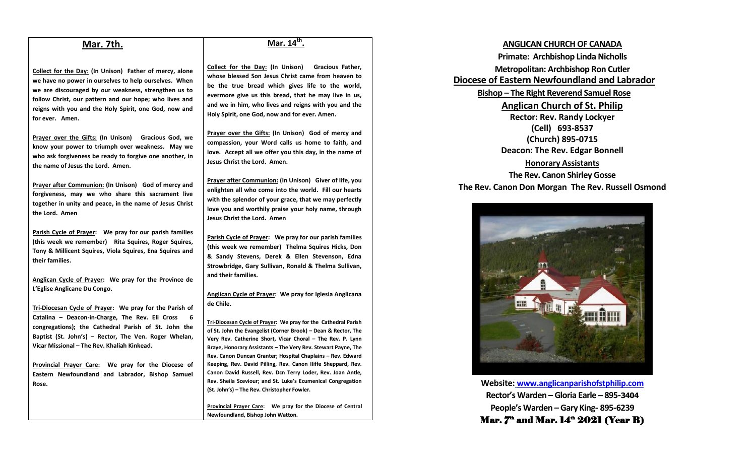## Mar. 7th.

**Collect for the Day: (In Unison) Father of mercy, alone we have no power in ourselves to help ourselves. When we are discouraged by our weakness, strengthen us to follow Christ, our pattern and our hope; who lives and reigns with you and the Holy Spirit, one God, now and for ever. Amen.**

**Prayer over the Gifts: (In Unison) Gracious God, we know your power to triumph over weakness. May we who ask forgiveness be ready to forgive one another, in the name of Jesus the Lord. Amen.**

**Prayer after Communion: (In Unison) God of mercy and forgiveness, may we who share this sacrament live together in unity and peace, in the name of Jesus Christ the Lord. Amen**

**Parish Cycle of Prayer: We pray for our parish families (this week we remember) Rita Squires, Roger Squires, Tony & Millicent Squires, Viola Squires, Ena Squires and their families.**

**Anglican Cycle of Prayer: We pray for the Province de L'Eglise Anglicane Du Congo.**

**Tri-Diocesan Cycle of Prayer: We pray for the Parish of Catalina – Deacon-in-Charge, The Rev. Eli Cross 6 congregations); the Cathedral Parish of St. John the Baptist (St. John's) – Rector, The Ven. Roger Whelan, Vicar Missional – The Rev. Khaliah Kinkead.**

**Provincial Prayer Care: We pray for the Diocese of Eastern Newfoundland and Labrador, Bishop Samuel Rose.**

## Mar. 14th.

**Collect for the Day: (In Unison) Gracious Father, whose blessed Son Jesus Christ came from heaven to be the true bread which gives life to the world, evermore give us this bread, that he may live in us, and we in him, who lives and reigns with you and the Holy Spirit, one God, now and for ever. Amen.**

**Prayer over the Gifts: (In Unison) God of mercy and compassion, your Word calls us home to faith, and love. Accept all we offer you this day, in the name of Jesus Christ the Lord. Amen.**

**Prayer after Communion: (In Unison) Giver of life, you enlighten all who come into the world. Fill our hearts with the splendor of your grace, that we may perfectly love you and worthily praise your holy name, through Jesus Christ the Lord. Amen**

**Parish Cycle of Prayer: We pray for our parish families (this week we remember) Thelma Squires Hicks, Don & Sandy Stevens, Derek & Ellen Stevenson, Edna Strowbridge, Gary Sullivan, Ronald & Thelma Sullivan, and their families.**

**Anglican Cycle of Prayer: We pray for Iglesia Anglicana de Chile.**

**Tri-Diocesan Cycle of Prayer: We pray for the Cathedral Parish of St. John the Evangelist (Corner Brook) – Dean & Rector, The Very Rev. Catherine Short, Vicar Choral – The Rev. P. Lynn Braye, Honorary Assistants – The Very Rev. Stewart Payne, The Rev. Canon Duncan Granter; Hospital Chaplains – Rev. Edward Keeping, Rev. David Pilling, Rev. Canon Iliffe Sheppard, Rev. Canon David Russell, Rev. Dcn Terry Loder, Rev. Joan Antle, Rev. Sheila Sceviour; and St. Luke's Ecumenical Congregation (St. John's) – The Rev. Christopher Fowler.**

**Provincial Prayer Care: We pray for the Diocese of Central Newfoundland, Bishop John Watton.**

**ANGLICAN CHURCH OF CANADA**

**Primate: Archbishop Linda Nicholls**

**Metropolitan: Archbishop Ron Cutler**

## Diocese of Eastern Newfoundland and Labrador

**Bishop – The Right Reverend Samuel Rose**

## Anglican Church of St. Philip

**Rector: Rev. Randy Lockyer**
**(Cell) 693-8537**
**(Church) 895-0715**
**Deacon: The Rev. Edgar Bonnell**

**Honorary Assistants**

**The Rev. Canon Shirley Gosse**
**The Rev. Canon Don Morgan The Rev. Russell Osmond**

**Website: www.anglicanparishofstphilip.com**
**Rector's Warden – Gloria Earle – 895-3404**
**People's Warden – Gary King- 895-6239**

**Mar. 7th and Mar. 14th 2021 (Year B)**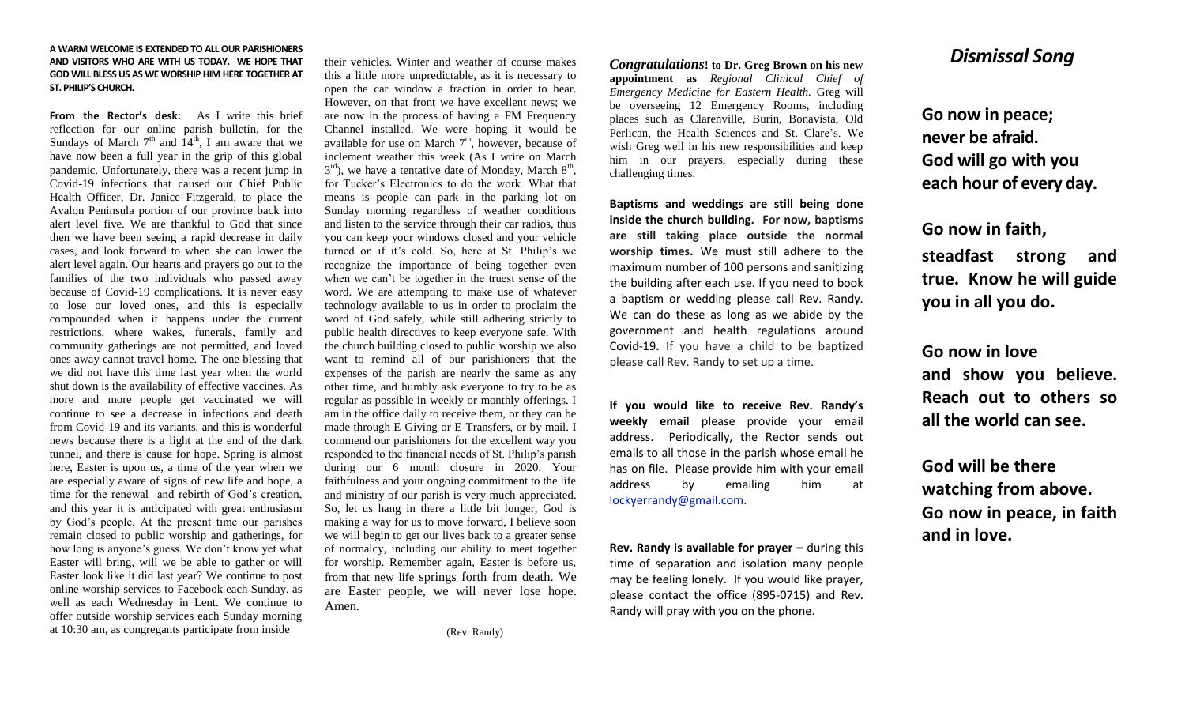**A WARM WELCOME IS EXTENDED TO ALL OUR PARISHIONERS AND VISITORS WHO ARE WITH US TODAY. WE HOPE THAT GOD WILL BLESS US AS WE WORSHIP HIM HERE TOGETHER AT ST. PHILIP'S CHURCH.**

**From the Rector's desk:** As I write this brief reflection for our online parish bulletin, for the Sundays of March 7th and 14th, I am aware that we have now been a full year in the grip of this global pandemic. Unfortunately, there was a recent jump in Covid-19 infections that caused our Chief Public Health Officer, Dr. Janice Fitzgerald, to place the Avalon Peninsula portion of our province back into alert level five. We are thankful to God that since then we have been seeing a rapid decrease in daily cases, and look forward to when she can lower the alert level again. Our hearts and prayers go out to the families of the two individuals who passed away because of Covid-19 complications. It is never easy to lose our loved ones, and this is especially compounded when it happens under the current restrictions, where wakes, funerals, family and community gatherings are not permitted, and loved ones away cannot travel home. The one blessing that we did not have this time last year when the world shut down is the availability of effective vaccines. As more and more people get vaccinated we will continue to see a decrease in infections and death from Covid-19 and its variants, and this is wonderful news because there is a light at the end of the dark tunnel, and there is cause for hope. Spring is almost here, Easter is upon us, a time of the year when we are especially aware of signs of new life and hope, a time for the renewal and rebirth of God's creation, and this year it is anticipated with great enthusiasm by God's people. At the present time our parishes remain closed to public worship and gatherings, for how long is anyone's guess. We don't know yet what Easter will bring, will we be able to gather or will Easter look like it did last year? We continue to post online worship services to Facebook each Sunday, as well as each Wednesday in Lent. We continue to offer outside worship services each Sunday morning at 10:30 am, as congregants participate from inside their vehicles. Winter and weather of course makes this a little more unpredictable, as it is necessary to open the car window a fraction in order to hear. However, on that front we have excellent news; we are now in the process of having a FM Frequency Channel installed. We were hoping it would be available for use on March 7th, however, because of inclement weather this week (As I write on March 3rd), we have a tentative date of Monday, March 8th, for Tucker's Electronics to do the work. What that means is people can park in the parking lot on Sunday morning regardless of weather conditions and listen to the service through their car radios, thus you can keep your windows closed and your vehicle turned on if it's cold. So, here at St. Philip's we recognize the importance of being together even when we can't be together in the truest sense of the word. We are attempting to make use of whatever technology available to us in order to proclaim the word of God safely, while still adhering strictly to public health directives to keep everyone safe. With the church building closed to public worship we also want to remind all of our parishioners that the expenses of the parish are nearly the same as any other time, and humbly ask everyone to try to be as regular as possible in weekly or monthly offerings. I am in the office daily to receive them, or they can be made through E-Giving or E-Transfers, or by mail. I commend our parishioners for the excellent way you responded to the financial needs of St. Philip's parish during our 6 month closure in 2020. Your faithfulness and your ongoing commitment to the life and ministry of our parish is very much appreciated. So, let us hang in there a little bit longer, God is making a way for us to move forward, I believe soon we will begin to get our lives back to a greater sense of normalcy, including our ability to meet together for worship. Remember again, Easter is before us, from that new life springs forth from death. We are Easter people, we will never lose hope. Amen.

(Rev. Randy)

***Congratulations*! to Dr. Greg Brown on his new appointment as** *Regional Clinical Chief of Emergency Medicine for Eastern Health.* Greg will be overseeing 12 Emergency Rooms, including places such as Clarenville, Burin, Bonavista, Old Perlican, the Health Sciences and St. Clare's. We wish Greg well in his new responsibilities and keep him in our prayers, especially during these challenging times.

**Baptisms and weddings are still being done inside the church building. For now, baptisms are still taking place outside the normal worship times.** We must still adhere to the maximum number of 100 persons and sanitizing the building after each use. If you need to book a baptism or wedding please call Rev. Randy. We can do these as long as we abide by the government and health regulations around Covid-19**.** If you have a child to be baptized please call Rev. Randy to set up a time.

**If you would like to receive Rev. Randy's weekly email** please provide your email address. Periodically, the Rector sends out emails to all those in the parish whose email he has on file. Please provide him with your email address by emailing him at lockyerrandy@gmail.com.

**Rev. Randy is available for prayer –** during this time of separation and isolation many people may be feeling lonely. If you would like prayer, please contact the office (895-0715) and Rev. Randy will pray with you on the phone.

## *Dismissal Song*

**Go now in peace;**
**never be afraid.**
**God will go with you**
**each hour of every day.**

**Go now in faith,**
**steadfast strong and true. Know he will guide you in all you do.**

**Go now in love**
**and show you believe. Reach out to others so all the world can see.**

**God will be there**
**watching from above.**
**Go now in peace, in faith and in love.**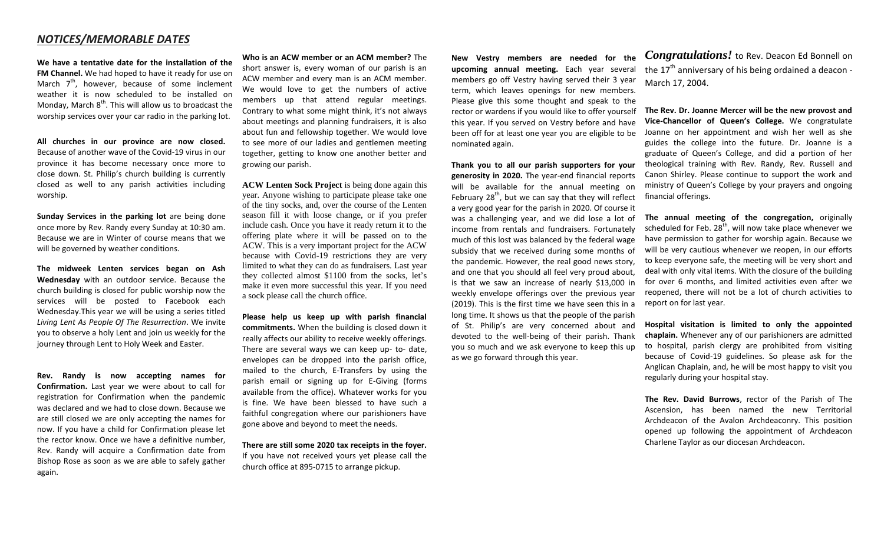## *NOTICES/MEMORABLE DATES*

**We have a tentative date for the installation of the FM Channel.** We had hoped to have it ready for use on March 7th, however, because of some inclement weather it is now scheduled to be installed on Monday, March 8th. This will allow us to broadcast the worship services over your car radio in the parking lot.

**All churches in our province are now closed.** Because of another wave of the Covid-19 virus in our province it has become necessary once more to close down. St. Philip's church building is currently closed as well to any parish activities including worship.

**Sunday Services in the parking lot** are being done once more by Rev. Randy every Sunday at 10:30 am. Because we are in Winter of course means that we will be governed by weather conditions.

**The midweek Lenten services began on Ash Wednesday** with an outdoor service. Because the church building is closed for public worship now the services will be posted to Facebook each Wednesday.This year we will be using a series titled *Living Lent As People Of The Resurrection*. We invite you to observe a holy Lent and join us weekly for the journey through Lent to Holy Week and Easter.

**Rev. Randy is now accepting names for Confirmation.** Last year we were about to call for registration for Confirmation when the pandemic was declared and we had to close down. Because we are still closed we are only accepting the names for now. If you have a child for Confirmation please let the rector know. Once we have a definitive number, Rev. Randy will acquire a Confirmation date from Bishop Rose as soon as we are able to safely gather again.

**Who is an ACW member or an ACM member?** The short answer is, every woman of our parish is an ACW member and every man is an ACM member. We would love to get the numbers of active members up that attend regular meetings. Contrary to what some might think, it's not always about meetings and planning fundraisers, it is also about fun and fellowship together. We would love to see more of our ladies and gentlemen meeting together, getting to know one another better and growing our parish.

**ACW Lenten Sock Project** is being done again this year. Anyone wishing to participate please take one of the tiny socks, and, over the course of the Lenten season fill it with loose change, or if you prefer include cash. Once you have it ready return it to the offering plate where it will be passed on to the ACW. This is a very important project for the ACW because with Covid-19 restrictions they are very limited to what they can do as fundraisers. Last year they collected almost $1100 from the socks, let's make it even more successful this year. If you need a sock please call the church office.

**Please help us keep up with parish financial commitments.** When the building is closed down it really affects our ability to receive weekly offerings. There are several ways we can keep up- to- date, envelopes can be dropped into the parish office, mailed to the church, E-Transfers by using the parish email or signing up for E-Giving (forms available from the office). Whatever works for you is fine. We have been blessed to have such a faithful congregation where our parishioners have gone above and beyond to meet the needs.

**There are still some 2020 tax receipts in the foyer.** If you have not received yours yet please call the church office at 895-0715 to arrange pickup.

**New Vestry members are needed for the upcoming annual meeting.** Each year several members go off Vestry having served their 3 year term, which leaves openings for new members. Please give this some thought and speak to the rector or wardens if you would like to offer yourself this year. If you served on Vestry before and have been off for at least one year you are eligible to be nominated again.

**Thank you to all our parish supporters for your generosity in 2020.** The year-end financial reports will be available for the annual meeting on February 28th, but we can say that they will reflect a very good year for the parish in 2020. Of course it was a challenging year, and we did lose a lot of income from rentals and fundraisers. Fortunately much of this lost was balanced by the federal wage subsidy that we received during some months of the pandemic. However, the real good news story, and one that you should all feel very proud about, is that we saw an increase of nearly $13,000 in weekly envelope offerings over the previous year (2019). This is the first time we have seen this in a long time. It shows us that the people of the parish of St. Philip's are very concerned about and devoted to the well-being of their parish. Thank you so much and we ask everyone to keep this up as we go forward through this year.

***Congratulations!*** to Rev. Deacon Ed Bonnell on the 17th anniversary of his being ordained a deacon - March 17, 2004.

**The Rev. Dr. Joanne Mercer will be the new provost and Vice-Chancellor of Queen's College.** We congratulate Joanne on her appointment and wish her well as she guides the college into the future. Dr. Joanne is a graduate of Queen's College, and did a portion of her theological training with Rev. Randy, Rev. Russell and Canon Shirley. Please continue to support the work and ministry of Queen's College by your prayers and ongoing financial offerings.

**The annual meeting of the congregation,** originally scheduled for Feb. 28th, will now take place whenever we have permission to gather for worship again. Because we will be very cautious whenever we reopen, in our efforts to keep everyone safe, the meeting will be very short and deal with only vital items. With the closure of the building for over 6 months, and limited activities even after we reopened, there will not be a lot of church activities to report on for last year.

**Hospital visitation is limited to only the appointed chaplain.** Whenever any of our parishioners are admitted to hospital, parish clergy are prohibited from visiting because of Covid-19 guidelines. So please ask for the Anglican Chaplain, and, he will be most happy to visit you regularly during your hospital stay.

**The Rev. David Burrows**, rector of the Parish of The Ascension, has been named the new Territorial Archdeacon of the Avalon Archdeaconry. This position opened up following the appointment of Archdeacon Charlene Taylor as our diocesan Archdeacon.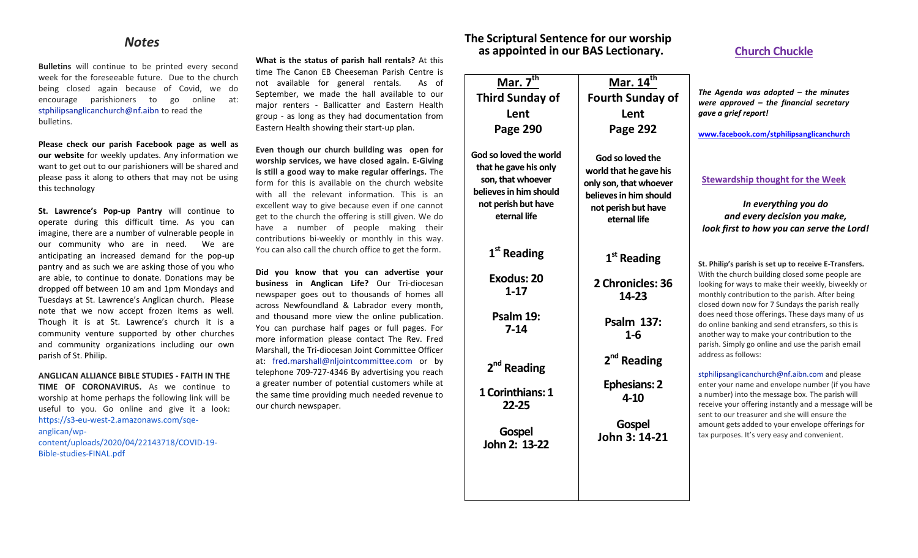## *Notes*

**Bulletins** will continue to be printed every second week for the foreseeable future. Due to the church being closed again because of Covid, we do encourage parishioners to go online at: stphilipsanglicanchurch@nf.aibn to read the bulletins.

**Please check our parish Facebook page as well as our website** for weekly updates. Any information we want to get out to our parishioners will be shared and please pass it along to others that may not be using this technology

**St. Lawrence's Pop-up Pantry** will continue to operate during this difficult time. As you can imagine, there are a number of vulnerable people in our community who are in need. We are anticipating an increased demand for the pop-up pantry and as such we are asking those of you who are able, to continue to donate. Donations may be dropped off between 10 am and 1pm Mondays and Tuesdays at St. Lawrence's Anglican church. Please note that we now accept frozen items as well. Though it is at St. Lawrence's church it is a community venture supported by other churches and community organizations including our own parish of St. Philip.

**ANGLICAN ALLIANCE BIBLE STUDIES - FAITH IN THE TIME OF CORONAVIRUS.** As we continue to worship at home perhaps the following link will be useful to you. Go online and give it a look: https://s3-eu-west-2.amazonaws.com/sqe-anglican/wp-content/uploads/2020/04/22143718/COVID-19-Bible-studies-FINAL.pdf

**What is the status of parish hall rentals?** At this time The Canon EB Cheeseman Parish Centre is not available for general rentals. As of September, we made the hall available to our major renters - Ballicatter and Eastern Health group - as long as they had documentation from Eastern Health showing their start-up plan.

**Even though our church building was open for worship services, we have closed again. E-Giving is still a good way to make regular offerings.** The form for this is available on the church website with all the relevant information. This is an excellent way to give because even if one cannot get to the church the offering is still given. We do have a number of people making their contributions bi-weekly or monthly in this way. You can also call the church office to get the form.

**Did you know that you can advertise your business in Anglican Life?** Our Tri-diocesan newspaper goes out to thousands of homes all across Newfoundland & Labrador every month, and thousand more view the online publication. You can purchase half pages or full pages. For more information please contact The Rev. Fred Marshall, the Tri-diocesan Joint Committee Officer at: fred.marshall@nljointcommittee.com or by telephone 709-727-4346 By advertising you reach a greater number of potential customers while at the same time providing much needed revenue to our church newspaper.

## The Scriptural Sentence for our worship as appointed in our BAS Lectionary.

| Mar. 7th<br>Third Sunday of Lent<br>Page 290 | Mar. 14th<br>Fourth Sunday of Lent<br>Page 292 |
|---|---|
| God so loved the world that he gave his only son, that whoever believes in him should not perish but have eternal life | God so loved the world that he gave his only son, that whoever believes in him should not perish but have eternal life |
| 1st Reading<br>Exodus: 20 1-17 | 1st Reading<br>2 Chronicles: 36 14-23 |
| Psalm 19: 7-14 | Psalm 137: 1-6 |
| 2nd Reading<br>1 Corinthians: 1 22-25 | 2nd Reading<br>Ephesians: 2 4-10 |
| Gospel<br>John 2: 13-22 | Gospel<br>John 3: 14-21 |

## Church Chuckle

***The Agenda was adopted – the minutes were approved – the financial secretary gave a grief report!***

**www.facebook.com/stphilipsanglicanchurch**

### Stewardship thought for the Week

***In everything you do and every decision you make, look first to how you can serve the Lord!***

**St. Philip's parish is set up to receive E-Transfers.** With the church building closed some people are looking for ways to make their weekly, biweekly or monthly contribution to the parish. After being closed down now for 7 Sundays the parish really does need those offerings. These days many of us do online banking and send etransfers, so this is another way to make your contribution to the parish. Simply go online and use the parish email address as follows:

stphilipsanglicanchurch@nf.aibn.com and please enter your name and envelope number (if you have a number) into the message box. The parish will receive your offering instantly and a message will be sent to our treasurer and she will ensure the amount gets added to your envelope offerings for tax purposes. It's very easy and convenient.